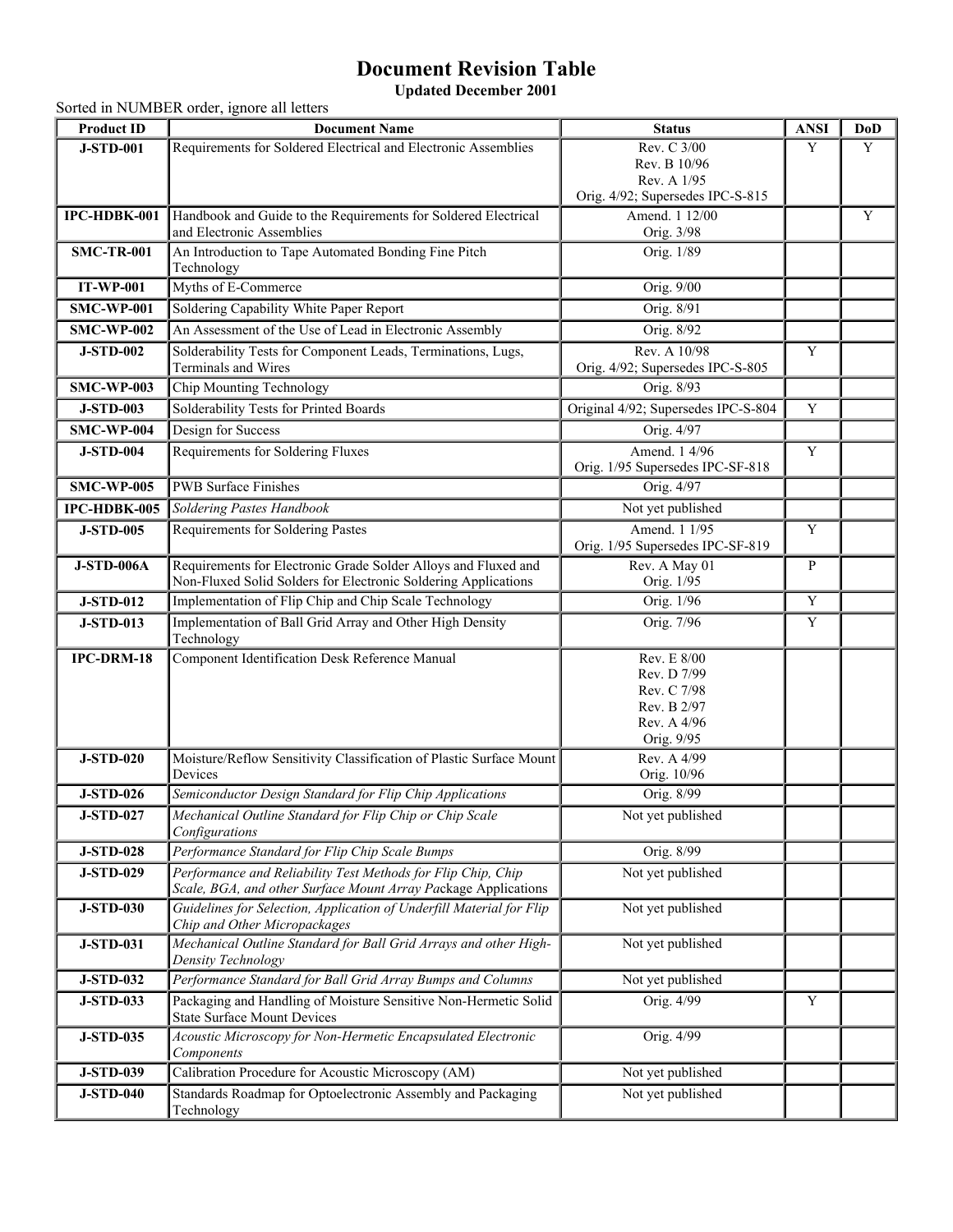# Document Revision Table

**Updated December 2001**

Sorted in NUMBER order, ignore all letters

| Product ID | Document Name | Status | ANSI | DoD |
|---|---|---|---|---|
| **J-STD-001** | Requirements for Soldered Electrical and Electronic Assemblies | Rev. C 3/00<br>Rev. B 10/96<br>Rev. A 1/95<br>Orig. 4/92; Supersedes IPC-S-815 | Y | Y |
| **IPC-HDBK-001** | Handbook and Guide to the Requirements for Soldered Electrical and Electronic Assemblies | Amend. 1 12/00<br>Orig. 3/98 | | Y |
| **SMC-TR-001** | An Introduction to Tape Automated Bonding Fine Pitch Technology | Orig. 1/89 | | |
| **IT-WP-001** | Myths of E-Commerce | Orig. 9/00 | | |
| **SMC-WP-001** | Soldering Capability White Paper Report | Orig. 8/91 | | |
| **SMC-WP-002** | An Assessment of the Use of Lead in Electronic Assembly | Orig. 8/92 | | |
| **J-STD-002** | Solderability Tests for Component Leads, Terminations, Lugs, Terminals and Wires | Rev. A 10/98<br>Orig. 4/92; Supersedes IPC-S-805 | Y | |
| **SMC-WP-003** | Chip Mounting Technology | Orig. 8/93 | | |
| **J-STD-003** | Solderability Tests for Printed Boards | Original 4/92; Supersedes IPC-S-804 | Y | |
| **SMC-WP-004** | Design for Success | Orig. 4/97 | | |
| **J-STD-004** | Requirements for Soldering Fluxes | Amend. 1 4/96<br>Orig. 1/95 Supersedes IPC-SF-818 | Y | |
| **SMC-WP-005** | PWB Surface Finishes | Orig. 4/97 | | |
| **IPC-HDBK-005** | *Soldering Pastes Handbook* | Not yet published | | |
| **J-STD-005** | Requirements for Soldering Pastes | Amend. 1 1/95<br>Orig. 1/95 Supersedes IPC-SF-819 | Y | |
| **J-STD-006A** | Requirements for Electronic Grade Solder Alloys and Fluxed and Non-Fluxed Solid Solders for Electronic Soldering Applications | Rev. A May 01<br>Orig. 1/95 | P | |
| **J-STD-012** | Implementation of Flip Chip and Chip Scale Technology | Orig. 1/96 | Y | |
| **J-STD-013** | Implementation of Ball Grid Array and Other High Density Technology | Orig. 7/96 | Y | |
| **IPC-DRM-18** | Component Identification Desk Reference Manual | Rev. E 8/00<br>Rev. D 7/99<br>Rev. C 7/98<br>Rev. B 2/97<br>Rev. A 4/96<br>Orig. 9/95 | | |
| **J-STD-020** | Moisture/Reflow Sensitivity Classification of Plastic Surface Mount Devices | Rev. A 4/99<br>Orig. 10/96 | | |
| **J-STD-026** | *Semiconductor Design Standard for Flip Chip Applications* | Orig. 8/99 | | |
| **J-STD-027** | *Mechanical Outline Standard for Flip Chip or Chip Scale Configurations* | Not yet published | | |
| **J-STD-028** | *Performance Standard for Flip Chip Scale Bumps* | Orig. 8/99 | | |
| **J-STD-029** | *Performance and Reliability Test Methods for Flip Chip, Chip Scale, BGA, and other Surface Mount Array Package Applications* | Not yet published | | |
| **J-STD-030** | *Guidelines for Selection, Application of Underfill Material for Flip Chip and Other Micropackages* | Not yet published | | |
| **J-STD-031** | *Mechanical Outline Standard for Ball Grid Arrays and other High-Density Technology* | Not yet published | | |
| **J-STD-032** | *Performance Standard for Ball Grid Array Bumps and Columns* | Not yet published | | |
| **J-STD-033** | Packaging and Handling of Moisture Sensitive Non-Hermetic Solid State Surface Mount Devices | Orig. 4/99 | Y | |
| **J-STD-035** | *Acoustic Microscopy for Non-Hermetic Encapsulated Electronic Components* | Orig. 4/99 | | |
| **J-STD-039** | Calibration Procedure for Acoustic Microscopy (AM) | Not yet published | | |
| **J-STD-040** | Standards Roadmap for Optoelectronic Assembly and Packaging Technology | Not yet published | | |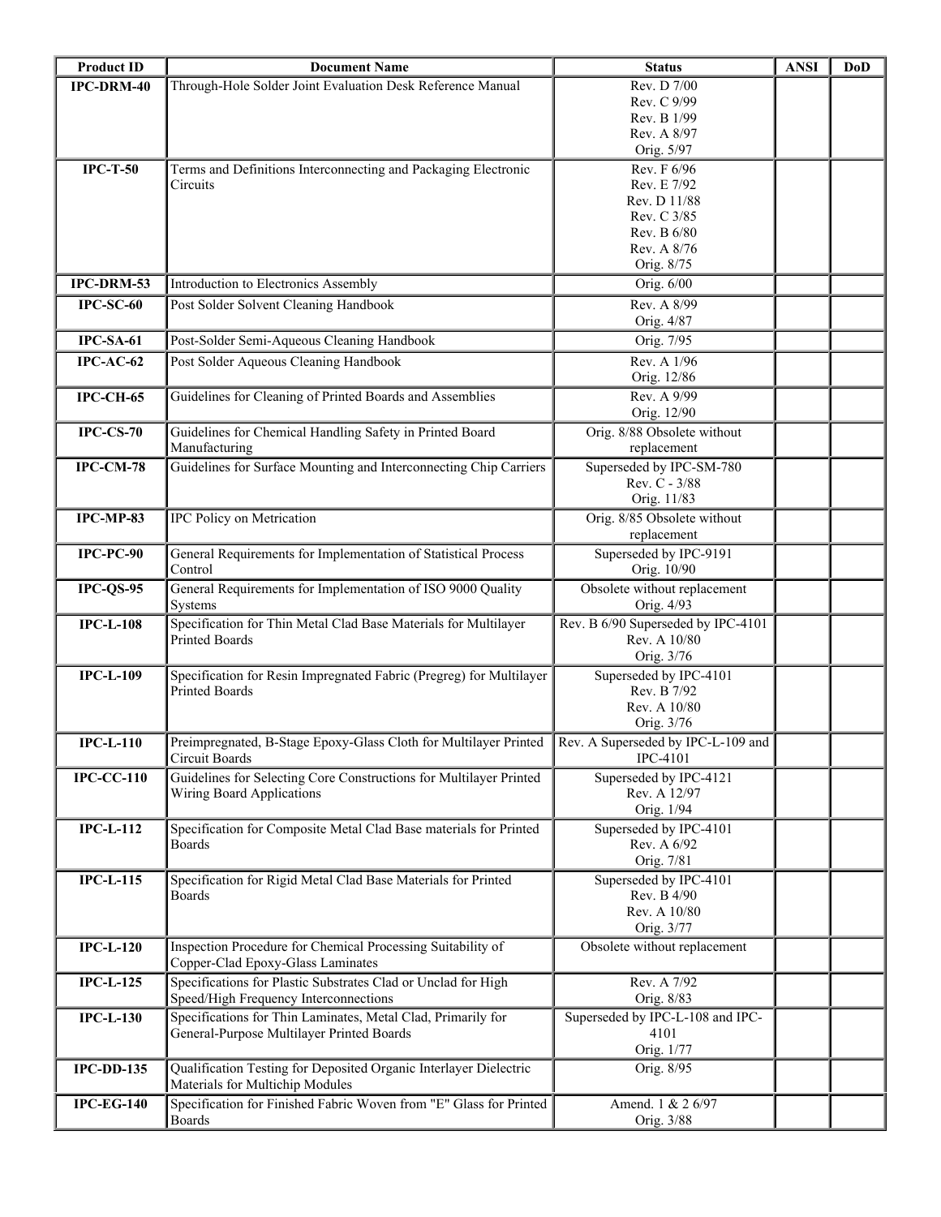| Product ID | Document Name | Status | ANSI | DoD |
|---|---|---|---|---|
| **IPC-DRM-40** | Through-Hole Solder Joint Evaluation Desk Reference Manual | Rev. D 7/00<br>Rev. C 9/99<br>Rev. B 1/99<br>Rev. A 8/97<br>Orig. 5/97 | | |
| **IPC-T-50** | Terms and Definitions Interconnecting and Packaging Electronic Circuits | Rev. F 6/96<br>Rev. E 7/92<br>Rev. D 11/88<br>Rev. C 3/85<br>Rev. B 6/80<br>Rev. A 8/76<br>Orig. 8/75 | | |
| **IPC-DRM-53** | Introduction to Electronics Assembly | Orig. 6/00 | | |
| **IPC-SC-60** | Post Solder Solvent Cleaning Handbook | Rev. A 8/99<br>Orig. 4/87 | | |
| **IPC-SA-61** | Post-Solder Semi-Aqueous Cleaning Handbook | Orig. 7/95 | | |
| **IPC-AC-62** | Post Solder Aqueous Cleaning Handbook | Rev. A 1/96<br>Orig. 12/86 | | |
| **IPC-CH-65** | Guidelines for Cleaning of Printed Boards and Assemblies | Rev. A 9/99<br>Orig. 12/90 | | |
| **IPC-CS-70** | Guidelines for Chemical Handling Safety in Printed Board Manufacturing | Orig. 8/88 Obsolete without replacement | | |
| **IPC-CM-78** | Guidelines for Surface Mounting and Interconnecting Chip Carriers | Superseded by IPC-SM-780<br>Rev. C - 3/88<br>Orig. 11/83 | | |
| **IPC-MP-83** | IPC Policy on Metrication | Orig. 8/85 Obsolete without replacement | | |
| **IPC-PC-90** | General Requirements for Implementation of Statistical Process Control | Superseded by IPC-9191<br>Orig. 10/90 | | |
| **IPC-QS-95** | General Requirements for Implementation of ISO 9000 Quality Systems | Obsolete without replacement<br>Orig. 4/93 | | |
| **IPC-L-108** | Specification for Thin Metal Clad Base Materials for Multilayer Printed Boards | Rev. B 6/90 Superseded by IPC-4101<br>Rev. A 10/80<br>Orig. 3/76 | | |
| **IPC-L-109** | Specification for Resin Impregnated Fabric (Pregreg) for Multilayer Printed Boards | Superseded by IPC-4101<br>Rev. B 7/92<br>Rev. A 10/80<br>Orig. 3/76 | | |
| **IPC-L-110** | Preimpregnated, B-Stage Epoxy-Glass Cloth for Multilayer Printed Circuit Boards | Rev. A Superseded by IPC-L-109 and IPC-4101 | | |
| **IPC-CC-110** | Guidelines for Selecting Core Constructions for Multilayer Printed Wiring Board Applications | Superseded by IPC-4121<br>Rev. A 12/97<br>Orig. 1/94 | | |
| **IPC-L-112** | Specification for Composite Metal Clad Base materials for Printed Boards | Superseded by IPC-4101<br>Rev. A 6/92<br>Orig. 7/81 | | |
| **IPC-L-115** | Specification for Rigid Metal Clad Base Materials for Printed Boards | Superseded by IPC-4101<br>Rev. B 4/90<br>Rev. A 10/80<br>Orig. 3/77 | | |
| **IPC-L-120** | Inspection Procedure for Chemical Processing Suitability of Copper-Clad Epoxy-Glass Laminates | Obsolete without replacement | | |
| **IPC-L-125** | Specifications for Plastic Substrates Clad or Unclad for High Speed/High Frequency Interconnections | Rev. A 7/92<br>Orig. 8/83 | | |
| **IPC-L-130** | Specifications for Thin Laminates, Metal Clad, Primarily for General-Purpose Multilayer Printed Boards | Superseded by IPC-L-108 and IPC-4101<br>Orig. 1/77 | | |
| **IPC-DD-135** | Qualification Testing for Deposited Organic Interlayer Dielectric Materials for Multichip Modules | Orig. 8/95 | | |
| **IPC-EG-140** | Specification for Finished Fabric Woven from "E" Glass for Printed Boards | Amend. 1 & 2 6/97<br>Orig. 3/88 | | |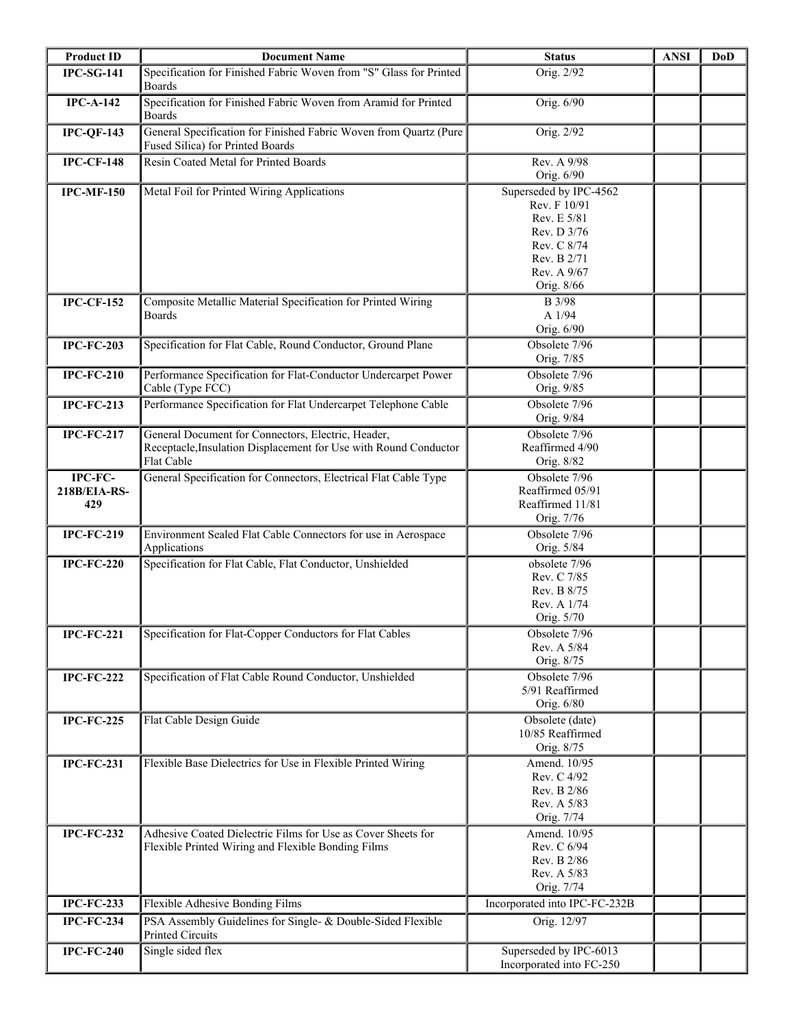| Product ID | Document Name | Status | ANSI | DoD |
|---|---|---|---|---|
| **IPC-SG-141** | Specification for Finished Fabric Woven from "S" Glass for Printed Boards | Orig. 2/92 | | |
| **IPC-A-142** | Specification for Finished Fabric Woven from Aramid for Printed Boards | Orig. 6/90 | | |
| **IPC-QF-143** | General Specification for Finished Fabric Woven from Quartz (Pure Fused Silica) for Printed Boards | Orig. 2/92 | | |
| **IPC-CF-148** | Resin Coated Metal for Printed Boards | Rev. A 9/98<br>Orig. 6/90 | | |
| **IPC-MF-150** | Metal Foil for Printed Wiring Applications | Superseded by IPC-4562<br>Rev. F 10/91<br>Rev. E 5/81<br>Rev. D 3/76<br>Rev. C 8/74<br>Rev. B 2/71<br>Rev. A 9/67<br>Orig. 8/66 | | |
| **IPC-CF-152** | Composite Metallic Material Specification for Printed Wiring Boards | B 3/98<br>A 1/94<br>Orig. 6/90 | | |
| **IPC-FC-203** | Specification for Flat Cable, Round Conductor, Ground Plane | Obsolete 7/96<br>Orig. 7/85 | | |
| **IPC-FC-210** | Performance Specification for Flat-Conductor Undercarpet Power Cable (Type FCC) | Obsolete 7/96<br>Orig. 9/85 | | |
| **IPC-FC-213** | Performance Specification for Flat Undercarpet Telephone Cable | Obsolete 7/96<br>Orig. 9/84 | | |
| **IPC-FC-217** | General Document for Connectors, Electric, Header, Receptacle,Insulation Displacement for Use with Round Conductor Flat Cable | Obsolete 7/96<br>Reaffirmed 4/90<br>Orig. 8/82 | | |
| **IPC-FC-218B/EIA-RS-429** | General Specification for Connectors, Electrical Flat Cable Type | Obsolete 7/96<br>Reaffirmed 05/91<br>Reaffirmed 11/81<br>Orig. 7/76 | | |
| **IPC-FC-219** | Environment Sealed Flat Cable Connectors for use in Aerospace Applications | Obsolete 7/96<br>Orig. 5/84 | | |
| **IPC-FC-220** | Specification for Flat Cable, Flat Conductor, Unshielded | obsolete 7/96<br>Rev. C 7/85<br>Rev. B 8/75<br>Rev. A 1/74<br>Orig. 5/70 | | |
| **IPC-FC-221** | Specification for Flat-Copper Conductors for Flat Cables | Obsolete 7/96<br>Rev. A 5/84<br>Orig. 8/75 | | |
| **IPC-FC-222** | Specification of Flat Cable Round Conductor, Unshielded | Obsolete 7/96<br>5/91 Reaffirmed<br>Orig. 6/80 | | |
| **IPC-FC-225** | Flat Cable Design Guide | Obsolete (date)<br>10/85 Reaffirmed<br>Orig. 8/75 | | |
| **IPC-FC-231** | Flexible Base Dielectrics for Use in Flexible Printed Wiring | Amend. 10/95<br>Rev. C 4/92<br>Rev. B 2/86<br>Rev. A 5/83<br>Orig. 7/74 | | |
| **IPC-FC-232** | Adhesive Coated Dielectric Films for Use as Cover Sheets for Flexible Printed Wiring and Flexible Bonding Films | Amend. 10/95<br>Rev. C 6/94<br>Rev. B 2/86<br>Rev. A 5/83<br>Orig. 7/74 | | |
| **IPC-FC-233** | Flexible Adhesive Bonding Films | Incorporated into IPC-FC-232B | | |
| **IPC-FC-234** | PSA Assembly Guidelines for Single- & Double-Sided Flexible Printed Circuits | Orig. 12/97 | | |
| **IPC-FC-240** | Single sided flex | Superseded by IPC-6013<br>Incorporated into FC-250 | | |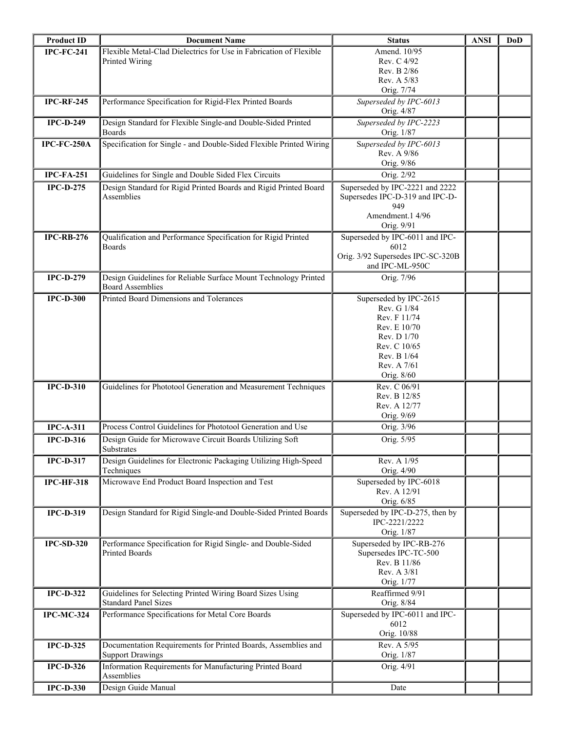| Product ID | Document Name | Status | ANSI | DoD |
|---|---|---|---|---|
| **IPC-FC-241** | Flexible Metal-Clad Dielectrics for Use in Fabrication of Flexible Printed Wiring | Amend. 10/95<br>Rev. C 4/92<br>Rev. B 2/86<br>Rev. A 5/83<br>Orig. 7/74 | | |
| **IPC-RF-245** | Performance Specification for Rigid-Flex Printed Boards | *Superseded by IPC-6013*<br>Orig. 4/87 | | |
| **IPC-D-249** | Design Standard for Flexible Single-and Double-Sided Printed Boards | *Superseded by IPC-2223*<br>Orig. 1/87 | | |
| **IPC-FC-250A** | Specification for Single - and Double-Sided Flexible Printed Wiring | *Superseded by IPC-6013*<br>Rev. A 9/86<br>Orig. 9/86 | | |
| **IPC-FA-251** | Guidelines for Single and Double Sided Flex Circuits | Orig. 2/92 | | |
| **IPC-D-275** | Design Standard for Rigid Printed Boards and Rigid Printed Board Assemblies | Superseded by IPC-2221 and 2222<br>Supersedes IPC-D-319 and IPC-D-949<br>Amendment.1 4/96<br>Orig. 9/91 | | |
| **IPC-RB-276** | Qualification and Performance Specification for Rigid Printed Boards | Superseded by IPC-6011 and IPC-6012<br>Orig. 3/92 Supersedes IPC-SC-320B and IPC-ML-950C | | |
| **IPC-D-279** | Design Guidelines for Reliable Surface Mount Technology Printed Board Assemblies | Orig. 7/96 | | |
| **IPC-D-300** | Printed Board Dimensions and Tolerances | Superseded by IPC-2615<br>Rev. G 1/84<br>Rev. F 11/74<br>Rev. E 10/70<br>Rev. D 1/70<br>Rev. C 10/65<br>Rev. B 1/64<br>Rev. A 7/61<br>Orig. 8/60 | | |
| **IPC-D-310** | Guidelines for Phototool Generation and Measurement Techniques | Rev. C 06/91<br>Rev. B 12/85<br>Rev. A 12/77<br>Orig. 9/69 | | |
| **IPC-A-311** | Process Control Guidelines for Phototool Generation and Use | Orig. 3/96 | | |
| **IPC-D-316** | Design Guide for Microwave Circuit Boards Utilizing Soft Substrates | Orig. 5/95 | | |
| **IPC-D-317** | Design Guidelines for Electronic Packaging Utilizing High-Speed Techniques | Rev. A 1/95<br>Orig. 4/90 | | |
| **IPC-HF-318** | Microwave End Product Board Inspection and Test | Superseded by IPC-6018<br>Rev. A 12/91<br>Orig. 6/85 | | |
| **IPC-D-319** | Design Standard for Rigid Single-and Double-Sided Printed Boards | Superseded by IPC-D-275, then by IPC-2221/2222<br>Orig. 1/87 | | |
| **IPC-SD-320** | Performance Specification for Rigid Single- and Double-Sided Printed Boards | Superseded by IPC-RB-276<br>Supersedes IPC-TC-500<br>Rev. B 11/86<br>Rev. A 3/81<br>Orig. 1/77 | | |
| **IPC-D-322** | Guidelines for Selecting Printed Wiring Board Sizes Using Standard Panel Sizes | Reaffirmed 9/91<br>Orig. 8/84 | | |
| **IPC-MC-324** | Performance Specifications for Metal Core Boards | Superseded by IPC-6011 and IPC-6012<br>Orig. 10/88 | | |
| **IPC-D-325** | Documentation Requirements for Printed Boards, Assemblies and Support Drawings | Rev. A 5/95<br>Orig. 1/87 | | |
| **IPC-D-326** | Information Requirements for Manufacturing Printed Board Assemblies | Orig. 4/91 | | |
| **IPC-D-330** | Design Guide Manual | Date | | |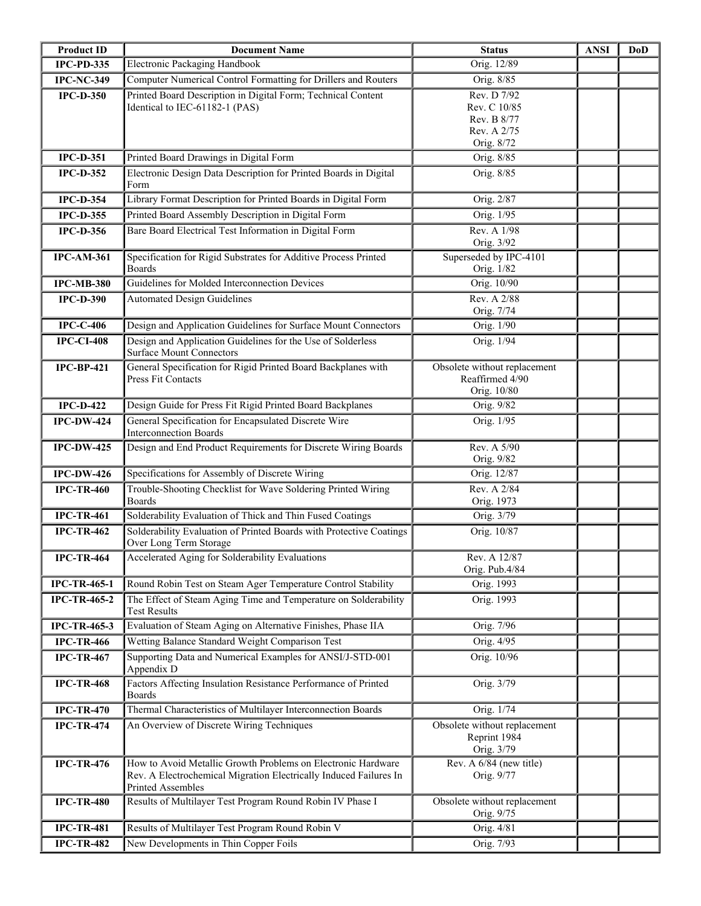| Product ID | Document Name | Status | ANSI | DoD |
|---|---|---|---|---|
| **IPC-PD-335** | Electronic Packaging Handbook | Orig. 12/89 | | |
| **IPC-NC-349** | Computer Numerical Control Formatting for Drillers and Routers | Orig. 8/85 | | |
| **IPC-D-350** | Printed Board Description in Digital Form; Technical Content Identical to IEC-61182-1 (PAS) | Rev. D 7/92<br>Rev. C 10/85<br>Rev. B 8/77<br>Rev. A 2/75<br>Orig. 8/72 | | |
| **IPC-D-351** | Printed Board Drawings in Digital Form | Orig. 8/85 | | |
| **IPC-D-352** | Electronic Design Data Description for Printed Boards in Digital Form | Orig. 8/85 | | |
| **IPC-D-354** | Library Format Description for Printed Boards in Digital Form | Orig. 2/87 | | |
| **IPC-D-355** | Printed Board Assembly Description in Digital Form | Orig. 1/95 | | |
| **IPC-D-356** | Bare Board Electrical Test Information in Digital Form | Rev. A 1/98<br>Orig. 3/92 | | |
| **IPC-AM-361** | Specification for Rigid Substrates for Additive Process Printed Boards | Superseded by IPC-4101<br>Orig. 1/82 | | |
| **IPC-MB-380** | Guidelines for Molded Interconnection Devices | Orig. 10/90 | | |
| **IPC-D-390** | Automated Design Guidelines | Rev. A 2/88<br>Orig. 7/74 | | |
| **IPC-C-406** | Design and Application Guidelines for Surface Mount Connectors | Orig. 1/90 | | |
| **IPC-CI-408** | Design and Application Guidelines for the Use of Solderless Surface Mount Connectors | Orig. 1/94 | | |
| **IPC-BP-421** | General Specification for Rigid Printed Board Backplanes with Press Fit Contacts | Obsolete without replacement<br>Reaffirmed 4/90<br>Orig. 10/80 | | |
| **IPC-D-422** | Design Guide for Press Fit Rigid Printed Board Backplanes | Orig. 9/82 | | |
| **IPC-DW-424** | General Specification for Encapsulated Discrete Wire Interconnection Boards | Orig. 1/95 | | |
| **IPC-DW-425** | Design and End Product Requirements for Discrete Wiring Boards | Rev. A 5/90<br>Orig. 9/82 | | |
| **IPC-DW-426** | Specifications for Assembly of Discrete Wiring | Orig. 12/87 | | |
| **IPC-TR-460** | Trouble-Shooting Checklist for Wave Soldering Printed Wiring Boards | Rev. A 2/84<br>Orig. 1973 | | |
| **IPC-TR-461** | Solderability Evaluation of Thick and Thin Fused Coatings | Orig. 3/79 | | |
| **IPC-TR-462** | Solderability Evaluation of Printed Boards with Protective Coatings Over Long Term Storage | Orig. 10/87 | | |
| **IPC-TR-464** | Accelerated Aging for Solderability Evaluations | Rev. A 12/87<br>Orig. Pub.4/84 | | |
| **IPC-TR-465-1** | Round Robin Test on Steam Ager Temperature Control Stability | Orig. 1993 | | |
| **IPC-TR-465-2** | The Effect of Steam Aging Time and Temperature on Solderability Test Results | Orig. 1993 | | |
| **IPC-TR-465-3** | Evaluation of Steam Aging on Alternative Finishes, Phase IIA | Orig. 7/96 | | |
| **IPC-TR-466** | Wetting Balance Standard Weight Comparison Test | Orig. 4/95 | | |
| **IPC-TR-467** | Supporting Data and Numerical Examples for ANSI/J-STD-001 Appendix D | Orig. 10/96 | | |
| **IPC-TR-468** | Factors Affecting Insulation Resistance Performance of Printed Boards | Orig. 3/79 | | |
| **IPC-TR-470** | Thermal Characteristics of Multilayer Interconnection Boards | Orig. 1/74 | | |
| **IPC-TR-474** | An Overview of Discrete Wiring Techniques | Obsolete without replacement<br>Reprint 1984<br>Orig. 3/79 | | |
| **IPC-TR-476** | How to Avoid Metallic Growth Problems on Electronic Hardware Rev. A Electrochemical Migration Electrically Induced Failures In Printed Assembles | Rev. A 6/84 (new title)<br>Orig. 9/77 | | |
| **IPC-TR-480** | Results of Multilayer Test Program Round Robin IV Phase I | Obsolete without replacement<br>Orig. 9/75 | | |
| **IPC-TR-481** | Results of Multilayer Test Program Round Robin V | Orig. 4/81 | | |
| **IPC-TR-482** | New Developments in Thin Copper Foils | Orig. 7/93 | | |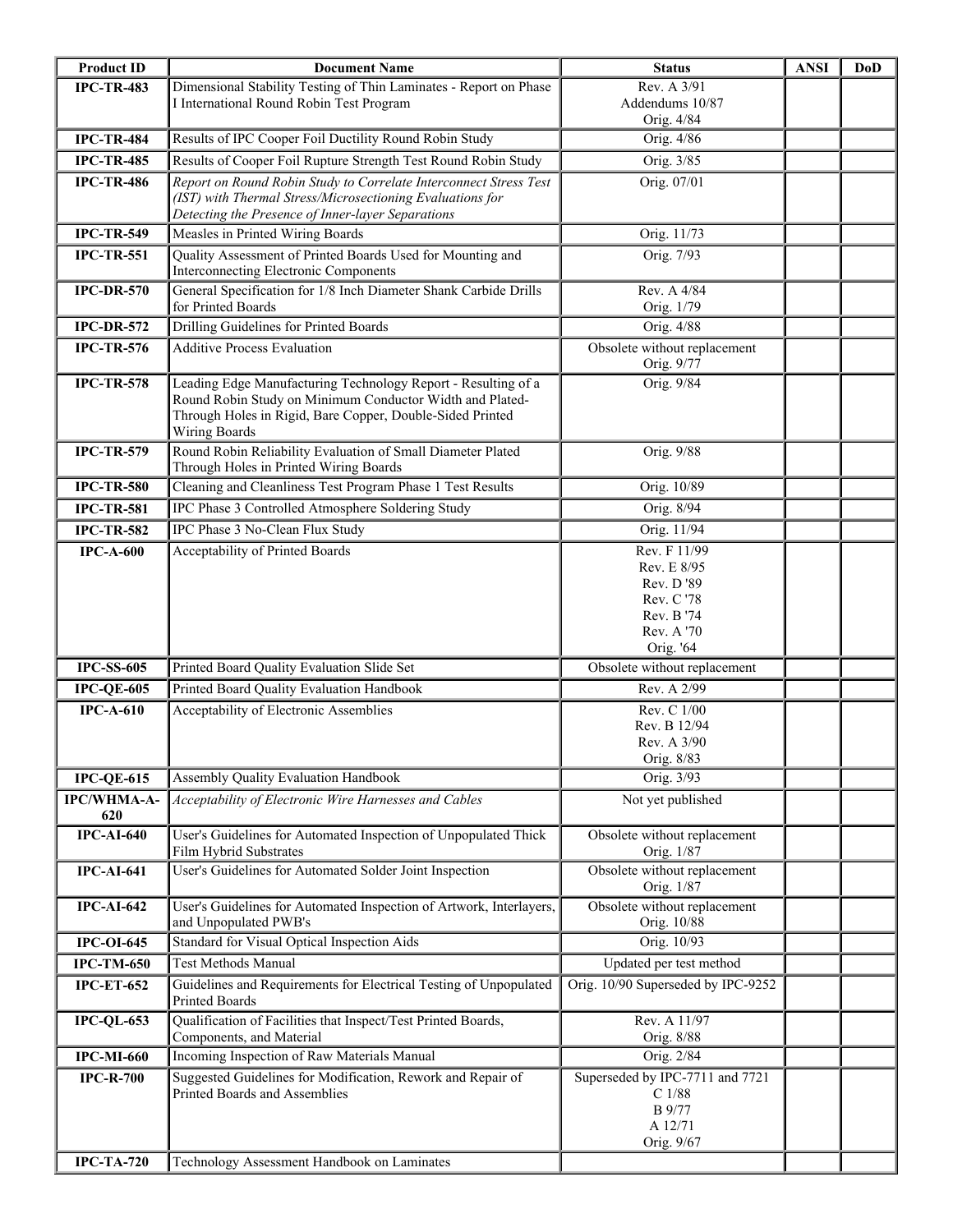| Product ID | Document Name | Status | ANSI | DoD |
|---|---|---|---|---|
| **IPC-TR-483** | Dimensional Stability Testing of Thin Laminates - Report on Phase I International Round Robin Test Program | Rev. A 3/91<br>Addendums 10/87<br>Orig. 4/84 | | |
| **IPC-TR-484** | Results of IPC Cooper Foil Ductility Round Robin Study | Orig. 4/86 | | |
| **IPC-TR-485** | Results of Cooper Foil Rupture Strength Test Round Robin Study | Orig. 3/85 | | |
| **IPC-TR-486** | *Report on Round Robin Study to Correlate Interconnect Stress Test (IST) with Thermal Stress/Microsectioning Evaluations for Detecting the Presence of Inner-layer Separations* | Orig. 07/01 | | |
| **IPC-TR-549** | Measles in Printed Wiring Boards | Orig. 11/73 | | |
| **IPC-TR-551** | Quality Assessment of Printed Boards Used for Mounting and Interconnecting Electronic Components | Orig. 7/93 | | |
| **IPC-DR-570** | General Specification for 1/8 Inch Diameter Shank Carbide Drills for Printed Boards | Rev. A 4/84<br>Orig. 1/79 | | |
| **IPC-DR-572** | Drilling Guidelines for Printed Boards | Orig. 4/88 | | |
| **IPC-TR-576** | Additive Process Evaluation | Obsolete without replacement<br>Orig. 9/77 | | |
| **IPC-TR-578** | Leading Edge Manufacturing Technology Report - Resulting of a Round Robin Study on Minimum Conductor Width and Plated-Through Holes in Rigid, Bare Copper, Double-Sided Printed Wiring Boards | Orig. 9/84 | | |
| **IPC-TR-579** | Round Robin Reliability Evaluation of Small Diameter Plated Through Holes in Printed Wiring Boards | Orig. 9/88 | | |
| **IPC-TR-580** | Cleaning and Cleanliness Test Program Phase 1 Test Results | Orig. 10/89 | | |
| **IPC-TR-581** | IPC Phase 3 Controlled Atmosphere Soldering Study | Orig. 8/94 | | |
| **IPC-TR-582** | IPC Phase 3 No-Clean Flux Study | Orig. 11/94 | | |
| **IPC-A-600** | Acceptability of Printed Boards | Rev. F 11/99<br>Rev. E 8/95<br>Rev. D '89<br>Rev. C '78<br>Rev. B '74<br>Rev. A '70<br>Orig. '64 | | |
| **IPC-SS-605** | Printed Board Quality Evaluation Slide Set | Obsolete without replacement | | |
| **IPC-QE-605** | Printed Board Quality Evaluation Handbook | Rev. A 2/99 | | |
| **IPC-A-610** | Acceptability of Electronic Assemblies | Rev. C 1/00<br>Rev. B 12/94<br>Rev. A 3/90<br>Orig. 8/83 | | |
| **IPC-QE-615** | Assembly Quality Evaluation Handbook | Orig. 3/93 | | |
| **IPC/WHMA-A-620** | *Acceptability of Electronic Wire Harnesses and Cables* | Not yet published | | |
| **IPC-AI-640** | User's Guidelines for Automated Inspection of Unpopulated Thick Film Hybrid Substrates | Obsolete without replacement<br>Orig. 1/87 | | |
| **IPC-AI-641** | User's Guidelines for Automated Solder Joint Inspection | Obsolete without replacement<br>Orig. 1/87 | | |
| **IPC-AI-642** | User's Guidelines for Automated Inspection of Artwork, Interlayers, and Unpopulated PWB's | Obsolete without replacement<br>Orig. 10/88 | | |
| **IPC-OI-645** | Standard for Visual Optical Inspection Aids | Orig. 10/93 | | |
| **IPC-TM-650** | Test Methods Manual | Updated per test method | | |
| **IPC-ET-652** | Guidelines and Requirements for Electrical Testing of Unpopulated Printed Boards | Orig. 10/90 Superseded by IPC-9252 | | |
| **IPC-QL-653** | Qualification of Facilities that Inspect/Test Printed Boards, Components, and Material | Rev. A 11/97<br>Orig. 8/88 | | |
| **IPC-MI-660** | Incoming Inspection of Raw Materials Manual | Orig. 2/84 | | |
| **IPC-R-700** | Suggested Guidelines for Modification, Rework and Repair of Printed Boards and Assemblies | Superseded by IPC-7711 and 7721<br>C 1/88<br>B 9/77<br>A 12/71<br>Orig. 9/67 | | |
| **IPC-TA-720** | Technology Assessment Handbook on Laminates | | | |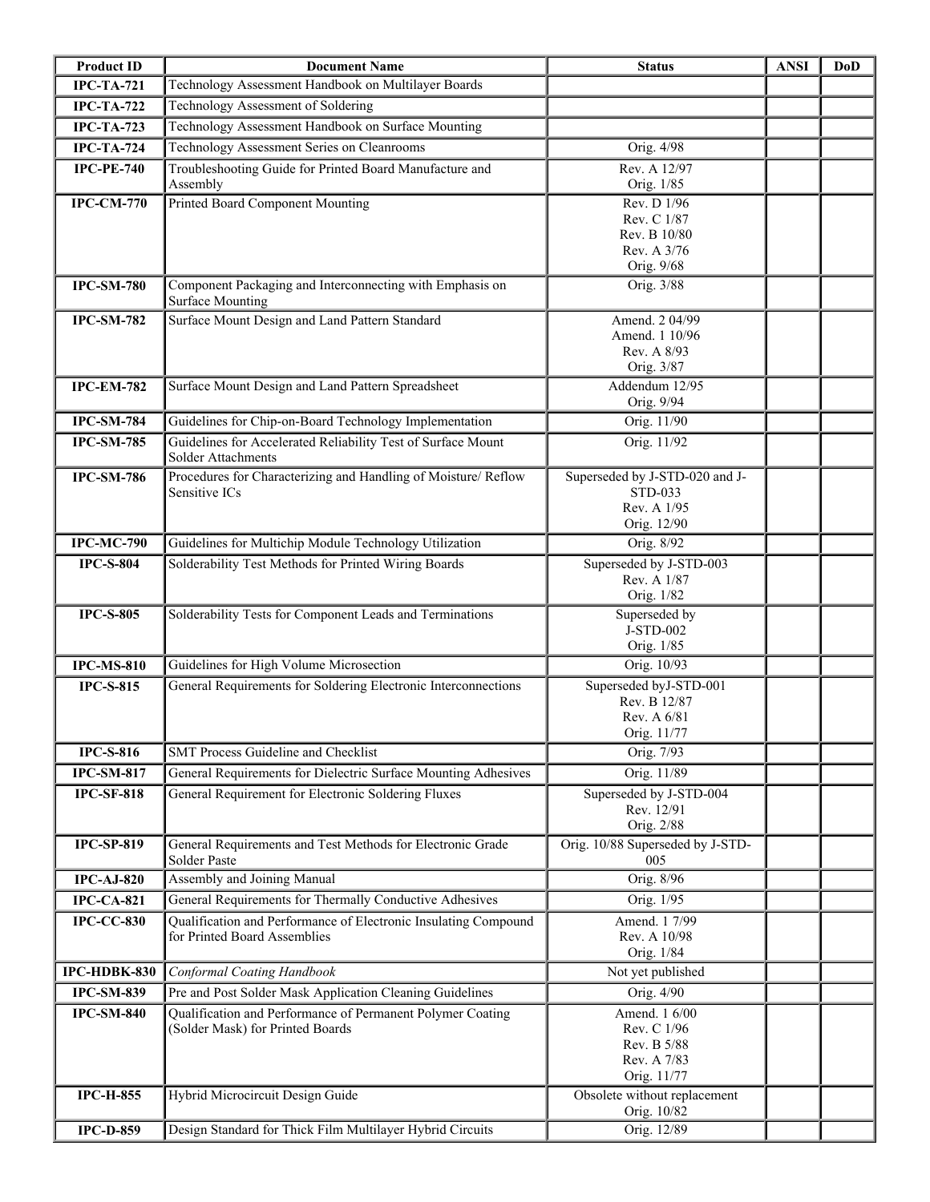| Product ID | Document Name | Status | ANSI | DoD |
|---|---|---|---|---|
| **IPC-TA-721** | Technology Assessment Handbook on Multilayer Boards | | | |
| **IPC-TA-722** | Technology Assessment of Soldering | | | |
| **IPC-TA-723** | Technology Assessment Handbook on Surface Mounting | | | |
| **IPC-TA-724** | Technology Assessment Series on Cleanrooms | Orig. 4/98 | | |
| **IPC-PE-740** | Troubleshooting Guide for Printed Board Manufacture and Assembly | Rev. A 12/97<br>Orig. 1/85 | | |
| **IPC-CM-770** | Printed Board Component Mounting | Rev. D 1/96<br>Rev. C 1/87<br>Rev. B 10/80<br>Rev. A 3/76<br>Orig. 9/68 | | |
| **IPC-SM-780** | Component Packaging and Interconnecting with Emphasis on Surface Mounting | Orig. 3/88 | | |
| **IPC-SM-782** | Surface Mount Design and Land Pattern Standard | Amend. 2 04/99<br>Amend. 1 10/96<br>Rev. A 8/93<br>Orig. 3/87 | | |
| **IPC-EM-782** | Surface Mount Design and Land Pattern Spreadsheet | Addendum 12/95<br>Orig. 9/94 | | |
| **IPC-SM-784** | Guidelines for Chip-on-Board Technology Implementation | Orig. 11/90 | | |
| **IPC-SM-785** | Guidelines for Accelerated Reliability Test of Surface Mount Solder Attachments | Orig. 11/92 | | |
| **IPC-SM-786** | Procedures for Characterizing and Handling of Moisture/ Reflow Sensitive ICs | Superseded by J-STD-020 and J-STD-033<br>Rev. A 1/95<br>Orig. 12/90 | | |
| **IPC-MC-790** | Guidelines for Multichip Module Technology Utilization | Orig. 8/92 | | |
| **IPC-S-804** | Solderability Test Methods for Printed Wiring Boards | Superseded by J-STD-003<br>Rev. A 1/87<br>Orig. 1/82 | | |
| **IPC-S-805** | Solderability Tests for Component Leads and Terminations | Superseded by<br>J-STD-002<br>Orig. 1/85 | | |
| **IPC-MS-810** | Guidelines for High Volume Microsection | Orig. 10/93 | | |
| **IPC-S-815** | General Requirements for Soldering Electronic Interconnections | Superseded byJ-STD-001<br>Rev. B 12/87<br>Rev. A 6/81<br>Orig. 11/77 | | |
| **IPC-S-816** | SMT Process Guideline and Checklist | Orig. 7/93 | | |
| **IPC-SM-817** | General Requirements for Dielectric Surface Mounting Adhesives | Orig. 11/89 | | |
| **IPC-SF-818** | General Requirement for Electronic Soldering Fluxes | Superseded by J-STD-004<br>Rev. 12/91<br>Orig. 2/88 | | |
| **IPC-SP-819** | General Requirements and Test Methods for Electronic Grade Solder Paste | Orig. 10/88 Superseded by J-STD-005 | | |
| **IPC-AJ-820** | Assembly and Joining Manual | Orig. 8/96 | | |
| **IPC-CA-821** | General Requirements for Thermally Conductive Adhesives | Orig. 1/95 | | |
| **IPC-CC-830** | Qualification and Performance of Electronic Insulating Compound for Printed Board Assemblies | Amend. 1 7/99<br>Rev. A 10/98<br>Orig. 1/84 | | |
| **IPC-HDBK-830** | *Conformal Coating Handbook* | Not yet published | | |
| **IPC-SM-839** | Pre and Post Solder Mask Application Cleaning Guidelines | Orig. 4/90 | | |
| **IPC-SM-840** | Qualification and Performance of Permanent Polymer Coating (Solder Mask) for Printed Boards | Amend. 1 6/00<br>Rev. C 1/96<br>Rev. B 5/88<br>Rev. A 7/83<br>Orig. 11/77 | | |
| **IPC-H-855** | Hybrid Microcircuit Design Guide | Obsolete without replacement<br>Orig. 10/82 | | |
| **IPC-D-859** | Design Standard for Thick Film Multilayer Hybrid Circuits | Orig. 12/89 | | |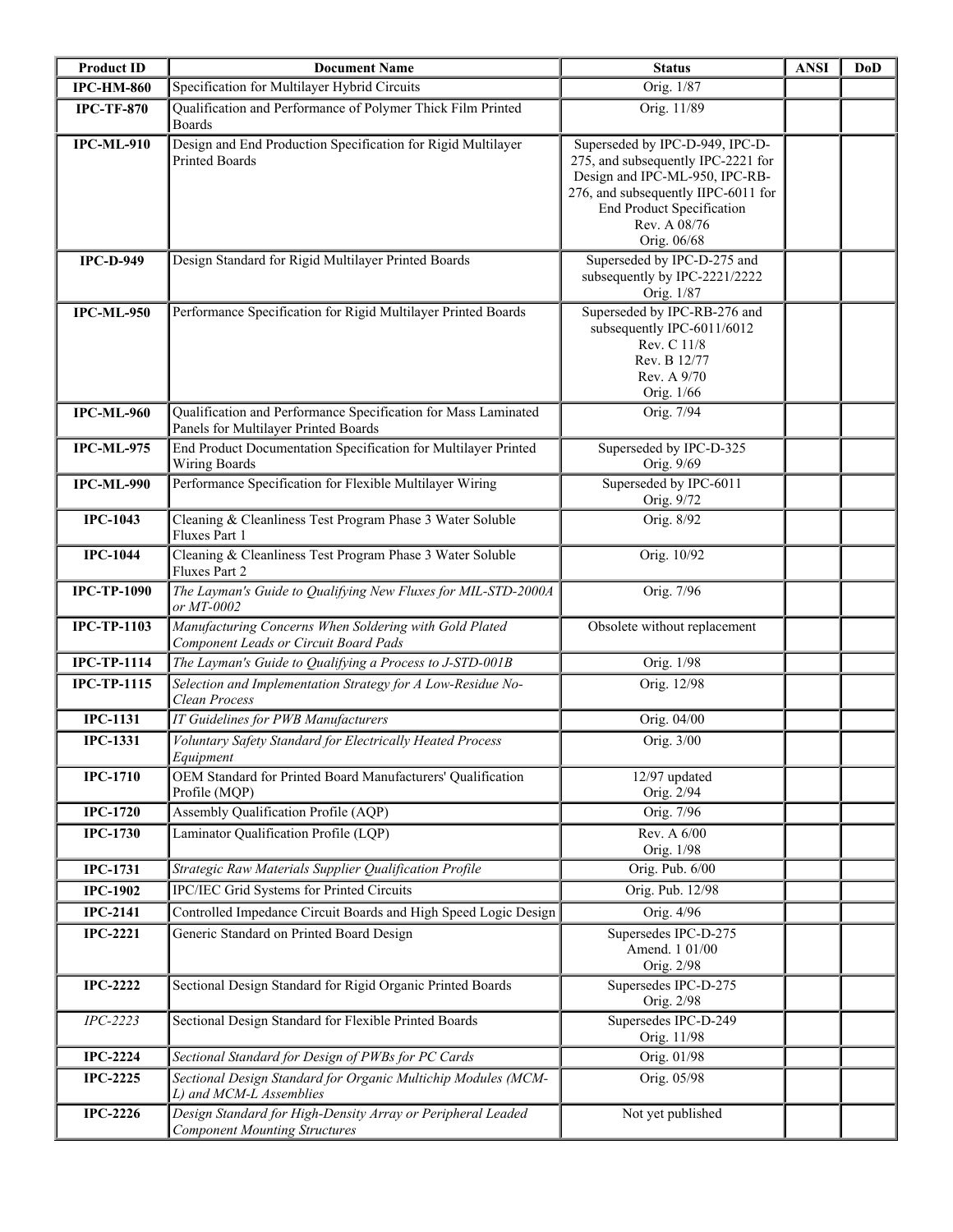| Product ID | Document Name | Status | ANSI | DoD |
|---|---|---|---|---|
| **IPC-HM-860** | Specification for Multilayer Hybrid Circuits | Orig. 1/87 | | |
| **IPC-TF-870** | Qualification and Performance of Polymer Thick Film Printed Boards | Orig. 11/89 | | |
| **IPC-ML-910** | Design and End Production Specification for Rigid Multilayer Printed Boards | Superseded by IPC-D-949, IPC-D-275, and subsequently IPC-2221 for Design and IPC-ML-950, IPC-RB-276, and subsequently IIPC-6011 for End Product Specification<br>Rev. A 08/76<br>Orig. 06/68 | | |
| **IPC-D-949** | Design Standard for Rigid Multilayer Printed Boards | Superseded by IPC-D-275 and subsequently by IPC-2221/2222<br>Orig. 1/87 | | |
| **IPC-ML-950** | Performance Specification for Rigid Multilayer Printed Boards | Superseded by IPC-RB-276 and subsequently IPC-6011/6012<br>Rev. C 11/8<br>Rev. B 12/77<br>Rev. A 9/70<br>Orig. 1/66 | | |
| **IPC-ML-960** | Qualification and Performance Specification for Mass Laminated Panels for Multilayer Printed Boards | Orig. 7/94 | | |
| **IPC-ML-975** | End Product Documentation Specification for Multilayer Printed Wiring Boards | Superseded by IPC-D-325<br>Orig. 9/69 | | |
| **IPC-ML-990** | Performance Specification for Flexible Multilayer Wiring | Superseded by IPC-6011<br>Orig. 9/72 | | |
| **IPC-1043** | Cleaning & Cleanliness Test Program Phase 3 Water Soluble Fluxes Part 1 | Orig. 8/92 | | |
| **IPC-1044** | Cleaning & Cleanliness Test Program Phase 3 Water Soluble Fluxes Part 2 | Orig. 10/92 | | |
| **IPC-TP-1090** | *The Layman's Guide to Qualifying New Fluxes for MIL-STD-2000A or MT-0002* | Orig. 7/96 | | |
| **IPC-TP-1103** | *Manufacturing Concerns When Soldering with Gold Plated Component Leads or Circuit Board Pads* | Obsolete without replacement | | |
| **IPC-TP-1114** | *The Layman's Guide to Qualifying a Process to J-STD-001B* | Orig. 1/98 | | |
| **IPC-TP-1115** | *Selection and Implementation Strategy for A Low-Residue No-Clean Process* | Orig. 12/98 | | |
| **IPC-1131** | *IT Guidelines for PWB Manufacturers* | Orig. 04/00 | | |
| **IPC-1331** | *Voluntary Safety Standard for Electrically Heated Process Equipment* | Orig. 3/00 | | |
| **IPC-1710** | OEM Standard for Printed Board Manufacturers' Qualification Profile (MQP) | 12/97 updated<br>Orig. 2/94 | | |
| **IPC-1720** | Assembly Qualification Profile (AQP) | Orig. 7/96 | | |
| **IPC-1730** | Laminator Qualification Profile (LQP) | Rev. A 6/00<br>Orig. 1/98 | | |
| **IPC-1731** | *Strategic Raw Materials Supplier Qualification Profile* | Orig. Pub. 6/00 | | |
| **IPC-1902** | IPC/IEC Grid Systems for Printed Circuits | Orig. Pub. 12/98 | | |
| **IPC-2141** | Controlled Impedance Circuit Boards and High Speed Logic Design | Orig. 4/96 | | |
| **IPC-2221** | Generic Standard on Printed Board Design | Supersedes IPC-D-275<br>Amend. 1 01/00<br>Orig. 2/98 | | |
| **IPC-2222** | Sectional Design Standard for Rigid Organic Printed Boards | Supersedes IPC-D-275<br>Orig. 2/98 | | |
| *IPC-2223* | Sectional Design Standard for Flexible Printed Boards | Supersedes IPC-D-249<br>Orig. 11/98 | | |
| **IPC-2224** | *Sectional Standard for Design of PWBs for PC Cards* | Orig. 01/98 | | |
| **IPC-2225** | *Sectional Design Standard for Organic Multichip Modules (MCM-L) and MCM-L Assemblies* | Orig. 05/98 | | |
| **IPC-2226** | *Design Standard for High-Density Array or Peripheral Leaded Component Mounting Structures* | Not yet published | | |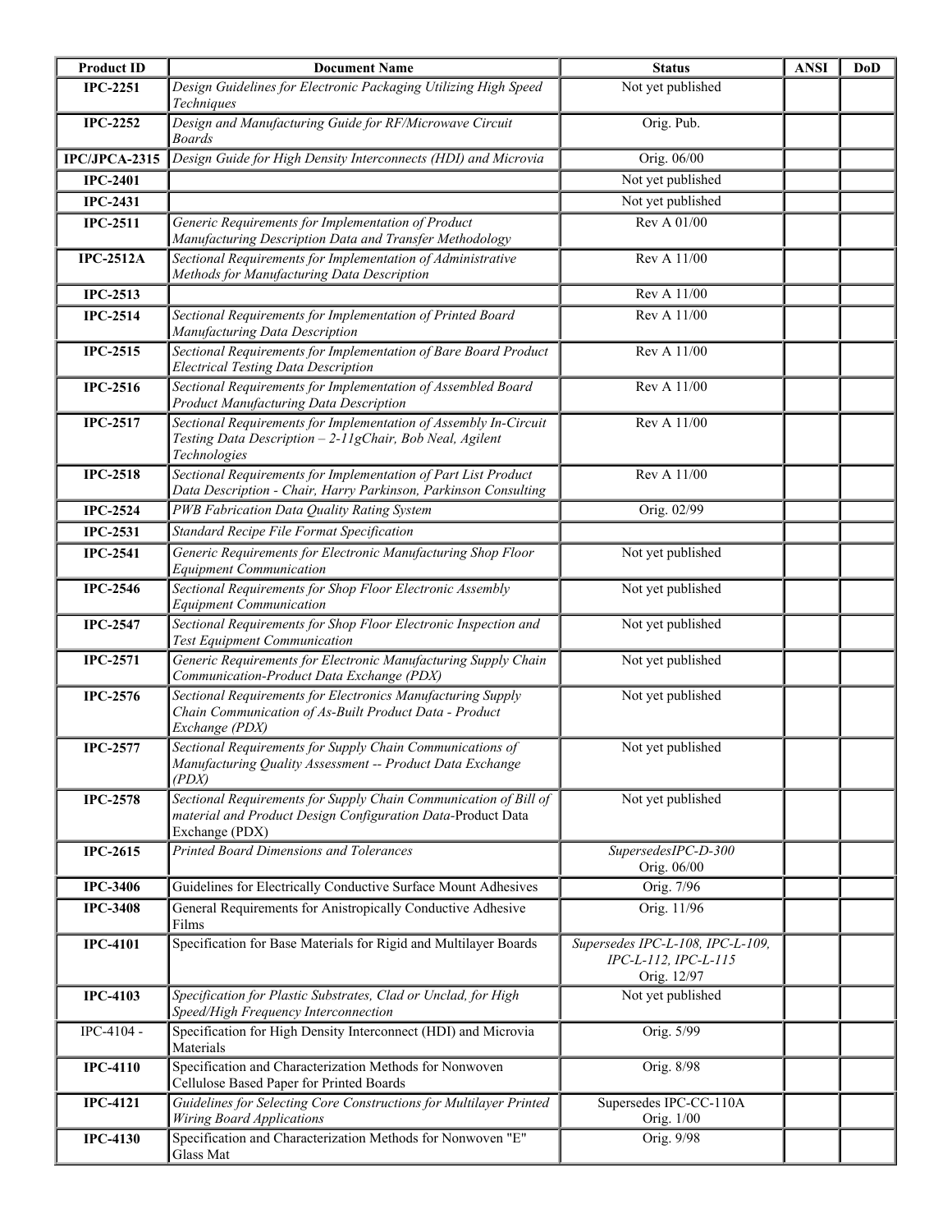| Product ID | Document Name | Status | ANSI | DoD |
|---|---|---|---|---|
| **IPC-2251** | *Design Guidelines for Electronic Packaging Utilizing High Speed Techniques* | Not yet published | | |
| **IPC-2252** | *Design and Manufacturing Guide for RF/Microwave Circuit Boards* | Orig. Pub. | | |
| **IPC/JPCA-2315** | *Design Guide for High Density Interconnects (HDI) and Microvia* | Orig. 06/00 | | |
| **IPC-2401** | | Not yet published | | |
| **IPC-2431** | | Not yet published | | |
| **IPC-2511** | *Generic Requirements for Implementation of Product Manufacturing Description Data and Transfer Methodology* | Rev A 01/00 | | |
| **IPC-2512A** | *Sectional Requirements for Implementation of Administrative Methods for Manufacturing Data Description* | Rev A 11/00 | | |
| **IPC-2513** | | Rev A 11/00 | | |
| **IPC-2514** | *Sectional Requirements for Implementation of Printed Board Manufacturing Data Description* | Rev A 11/00 | | |
| **IPC-2515** | *Sectional Requirements for Implementation of Bare Board Product Electrical Testing Data Description* | Rev A 11/00 | | |
| **IPC-2516** | *Sectional Requirements for Implementation of Assembled Board Product Manufacturing Data Description* | Rev A 11/00 | | |
| **IPC-2517** | *Sectional Requirements for Implementation of Assembly In-Circuit Testing Data Description – 2-11gChair, Bob Neal, Agilent Technologies* | Rev A 11/00 | | |
| **IPC-2518** | *Sectional Requirements for Implementation of Part List Product Data Description - Chair, Harry Parkinson, Parkinson Consulting* | Rev A 11/00 | | |
| **IPC-2524** | *PWB Fabrication Data Quality Rating System* | Orig. 02/99 | | |
| **IPC-2531** | *Standard Recipe File Format Specification* | | | |
| **IPC-2541** | *Generic Requirements for Electronic Manufacturing Shop Floor Equipment Communication* | Not yet published | | |
| **IPC-2546** | *Sectional Requirements for Shop Floor Electronic Assembly Equipment Communication* | Not yet published | | |
| **IPC-2547** | *Sectional Requirements for Shop Floor Electronic Inspection and Test Equipment Communication* | Not yet published | | |
| **IPC-2571** | *Generic Requirements for Electronic Manufacturing Supply Chain Communication-Product Data Exchange (PDX)* | Not yet published | | |
| **IPC-2576** | *Sectional Requirements for Electronics Manufacturing Supply Chain Communication of As-Built Product Data - Product Exchange (PDX)* | Not yet published | | |
| **IPC-2577** | *Sectional Requirements for Supply Chain Communications of Manufacturing Quality Assessment -- Product Data Exchange (PDX)* | Not yet published | | |
| **IPC-2578** | *Sectional Requirements for Supply Chain Communication of Bill of material and Product Design Configuration Data*-Product Data Exchange (PDX) | Not yet published | | |
| **IPC-2615** | *Printed Board Dimensions and Tolerances* | *SupersedesIPC-D-300* Orig. 06/00 | | |
| **IPC-3406** | Guidelines for Electrically Conductive Surface Mount Adhesives | Orig. 7/96 | | |
| **IPC-3408** | General Requirements for Anistropically Conductive Adhesive Films | Orig. 11/96 | | |
| **IPC-4101** | Specification for Base Materials for Rigid and Multilayer Boards | *Supersedes IPC-L-108, IPC-L-109, IPC-L-112, IPC-L-115* Orig. 12/97 | | |
| **IPC-4103** | *Specification for Plastic Substrates, Clad or Unclad, for High Speed/High Frequency Interconnection* | Not yet published | | |
| IPC-4104 - | Specification for High Density Interconnect (HDI) and Microvia Materials | Orig. 5/99 | | |
| **IPC-4110** | Specification and Characterization Methods for Nonwoven Cellulose Based Paper for Printed Boards | Orig. 8/98 | | |
| **IPC-4121** | *Guidelines for Selecting Core Constructions for Multilayer Printed Wiring Board Applications* | Supersedes IPC-CC-110A Orig. 1/00 | | |
| **IPC-4130** | Specification and Characterization Methods for Nonwoven "E" Glass Mat | Orig. 9/98 | | |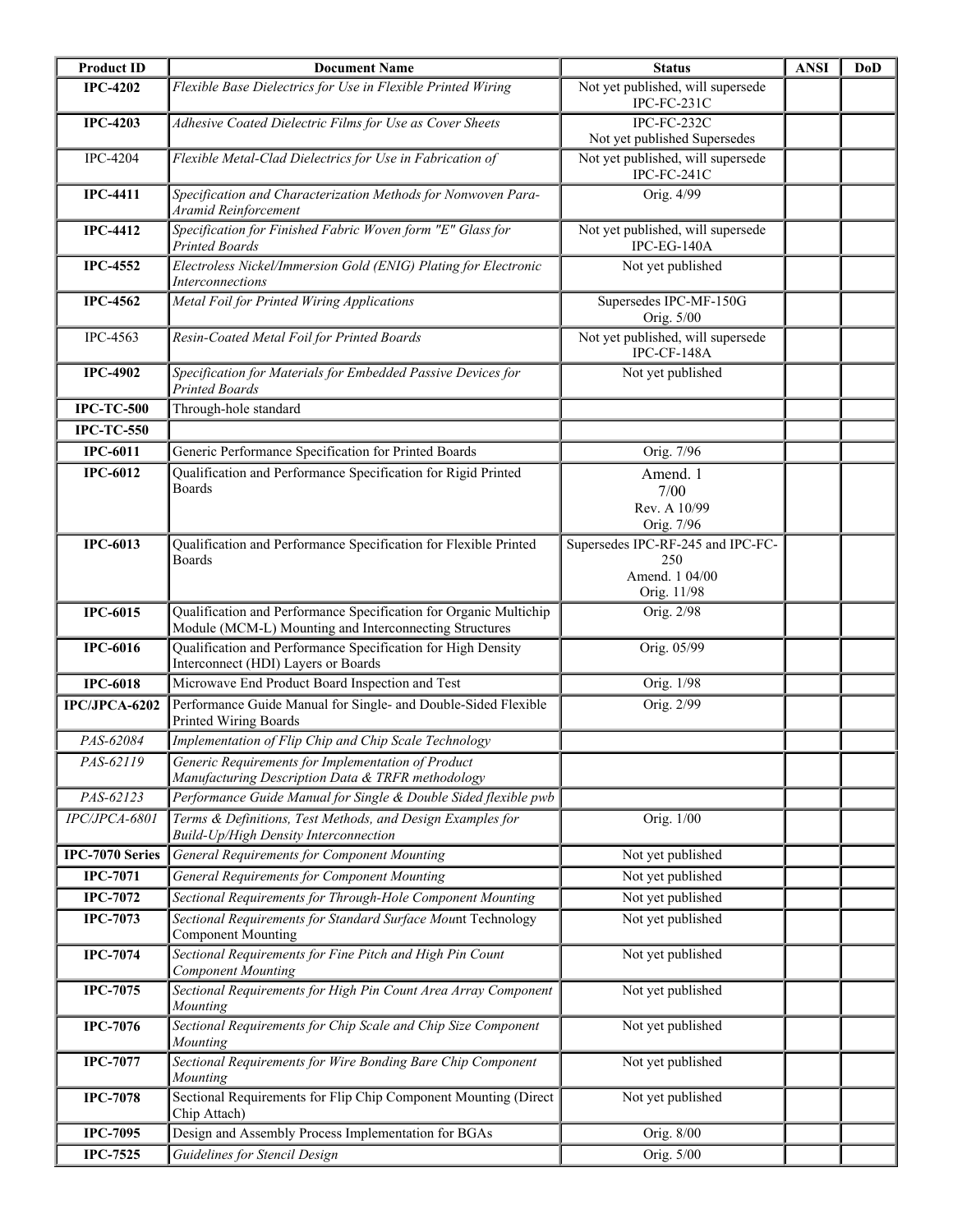| Product ID | Document Name | Status | ANSI | DoD |
|---|---|---|---|---|
| **IPC-4202** | *Flexible Base Dielectrics for Use in Flexible Printed Wiring* | Not yet published, will supersede IPC-FC-231C | | |
| **IPC-4203** | *Adhesive Coated Dielectric Films for Use as Cover Sheets* | IPC-FC-232C Not yet published Supersedes | | |
| IPC-4204 | *Flexible Metal-Clad Dielectrics for Use in Fabrication of* | Not yet published, will supersede IPC-FC-241C | | |
| **IPC-4411** | *Specification and Characterization Methods for Nonwoven Para-Aramid Reinforcement* | Orig. 4/99 | | |
| **IPC-4412** | *Specification for Finished Fabric Woven form "E" Glass for Printed Boards* | Not yet published, will supersede IPC-EG-140A | | |
| **IPC-4552** | *Electroless Nickel/Immersion Gold (ENIG) Plating for Electronic Interconnections* | Not yet published | | |
| **IPC-4562** | *Metal Foil for Printed Wiring Applications* | Supersedes IPC-MF-150G Orig. 5/00 | | |
| IPC-4563 | *Resin-Coated Metal Foil for Printed Boards* | Not yet published, will supersede IPC-CF-148A | | |
| **IPC-4902** | *Specification for Materials for Embedded Passive Devices for Printed Boards* | Not yet published | | |
| **IPC-TC-500** | Through-hole standard | | | |
| **IPC-TC-550** | | | | |
| **IPC-6011** | Generic Performance Specification for Printed Boards | Orig. 7/96 | | |
| **IPC-6012** | Qualification and Performance Specification for Rigid Printed Boards | Amend. 1 7/00 Rev. A 10/99 Orig. 7/96 | | |
| **IPC-6013** | Qualification and Performance Specification for Flexible Printed Boards | Supersedes IPC-RF-245 and IPC-FC-250 Amend. 1 04/00 Orig. 11/98 | | |
| **IPC-6015** | Qualification and Performance Specification for Organic Multichip Module (MCM-L) Mounting and Interconnecting Structures | Orig. 2/98 | | |
| **IPC-6016** | Qualification and Performance Specification for High Density Interconnect (HDI) Layers or Boards | Orig. 05/99 | | |
| **IPC-6018** | Microwave End Product Board Inspection and Test | Orig. 1/98 | | |
| **IPC/JPCA-6202** | Performance Guide Manual for Single- and Double-Sided Flexible Printed Wiring Boards | Orig. 2/99 | | |
| *PAS-62084* | *Implementation of Flip Chip and Chip Scale Technology* | | | |
| *PAS-62119* | *Generic Requirements for Implementation of Product Manufacturing Description Data & TRFR methodology* | | | |
| *PAS-62123* | *Performance Guide Manual for Single & Double Sided flexible pwb* | | | |
| *IPC/JPCA-6801* | *Terms & Definitions, Test Methods, and Design Examples for Build-Up/High Density Interconnection* | Orig. 1/00 | | |
| **IPC-7070 Series** | *General Requirements for Component Mounting* | Not yet published | | |
| **IPC-7071** | *General Requirements for Component Mounting* | Not yet published | | |
| **IPC-7072** | *Sectional Requirements for Through-Hole Component Mounting* | Not yet published | | |
| **IPC-7073** | *Sectional Requirements for Standard Surface Mount Technology Component Mounting* | Not yet published | | |
| **IPC-7074** | *Sectional Requirements for Fine Pitch and High Pin Count Component Mounting* | Not yet published | | |
| **IPC-7075** | *Sectional Requirements for High Pin Count Area Array Component Mounting* | Not yet published | | |
| **IPC-7076** | *Sectional Requirements for Chip Scale and Chip Size Component Mounting* | Not yet published | | |
| **IPC-7077** | *Sectional Requirements for Wire Bonding Bare Chip Component Mounting* | Not yet published | | |
| **IPC-7078** | Sectional Requirements for Flip Chip Component Mounting (Direct Chip Attach) | Not yet published | | |
| **IPC-7095** | Design and Assembly Process Implementation for BGAs | Orig. 8/00 | | |
| **IPC-7525** | *Guidelines for Stencil Design* | Orig. 5/00 | | |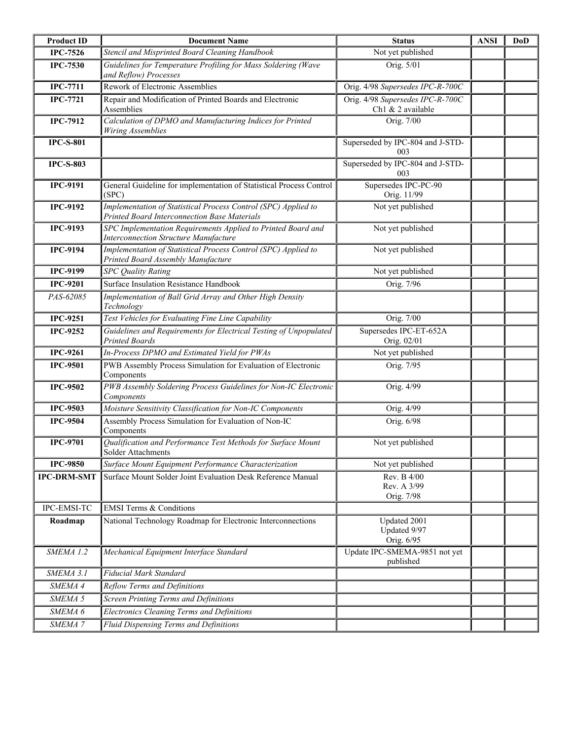| Product ID | Document Name | Status | ANSI | DoD |
|---|---|---|---|---|
| **IPC-7526** | *Stencil and Misprinted Board Cleaning Handbook* | Not yet published | | |
| **IPC-7530** | *Guidelines for Temperature Profiling for Mass Soldering (Wave and Reflow) Processes* | Orig. 5/01 | | |
| **IPC-7711** | Rework of Electronic Assemblies | Orig. 4/98 *Supersedes IPC-R-700C* | | |
| **IPC-7721** | Repair and Modification of Printed Boards and Electronic Assemblies | Orig. 4/98 *Supersedes IPC-R-700C* Ch1 & 2 available | | |
| **IPC-7912** | *Calculation of DPMO and Manufacturing Indices for Printed Wiring Assemblies* | Orig. 7/00 | | |
| **IPC-S-801** | | Superseded by IPC-804 and J-STD-003 | | |
| **IPC-S-803** | | Superseded by IPC-804 and J-STD-003 | | |
| **IPC-9191** | General Guideline for implementation of Statistical Process Control (SPC) | Supersedes IPC-PC-90 Orig. 11/99 | | |
| **IPC-9192** | *Implementation of Statistical Process Control (SPC) Applied to Printed Board Interconnection Base Materials* | Not yet published | | |
| **IPC-9193** | *SPC Implementation Requirements Applied to Printed Board and Interconnection Structure Manufacture* | Not yet published | | |
| **IPC-9194** | *Implementation of Statistical Process Control (SPC) Applied to Printed Board Assembly Manufacture* | Not yet published | | |
| **IPC-9199** | *SPC Quality Rating* | Not yet published | | |
| **IPC-9201** | Surface Insulation Resistance Handbook | Orig. 7/96 | | |
| *PAS-62085* | *Implementation of Ball Grid Array and Other High Density Technology* | | | |
| **IPC-9251** | *Test Vehicles for Evaluating Fine Line Capability* | Orig. 7/00 | | |
| **IPC-9252** | *Guidelines and Requirements for Electrical Testing of Unpopulated Printed Boards* | Supersedes IPC-ET-652A Orig. 02/01 | | |
| **IPC-9261** | *In-Process DPMO and Estimated Yield for PWAs* | Not yet published | | |
| **IPC-9501** | PWB Assembly Process Simulation for Evaluation of Electronic Components | Orig. 7/95 | | |
| **IPC-9502** | *PWB Assembly Soldering Process Guidelines for Non-IC Electronic Components* | Orig. 4/99 | | |
| **IPC-9503** | *Moisture Sensitivity Classification for Non-IC Components* | Orig. 4/99 | | |
| **IPC-9504** | Assembly Process Simulation for Evaluation of Non-IC Components | Orig. 6/98 | | |
| **IPC-9701** | *Qualification and Performance Test Methods for Surface Mount* Solder Attachments | Not yet published | | |
| **IPC-9850** | *Surface Mount Equipment Performance Characterization* | Not yet published | | |
| **IPC-DRM-SMT** | Surface Mount Solder Joint Evaluation Desk Reference Manual | Rev. B 4/00 Rev. A 3/99 Orig. 7/98 | | |
| IPC-EMSI-TC | EMSI Terms & Conditions | | | |
| **Roadmap** | National Technology Roadmap for Electronic Interconnections | Updated 2001 Updated 9/97 Orig. 6/95 | | |
| *SMEMA 1.2* | *Mechanical Equipment Interface Standard* | Update IPC-SMEMA-9851 not yet published | | |
| *SMEMA 3.1* | *Fiducial Mark Standard* | | | |
| *SMEMA 4* | *Reflow Terms and Definitions* | | | |
| *SMEMA 5* | *Screen Printing Terms and Definitions* | | | |
| *SMEMA 6* | *Electronics Cleaning Terms and Definitions* | | | |
| *SMEMA 7* | *Fluid Dispensing Terms and Definitions* | | | |